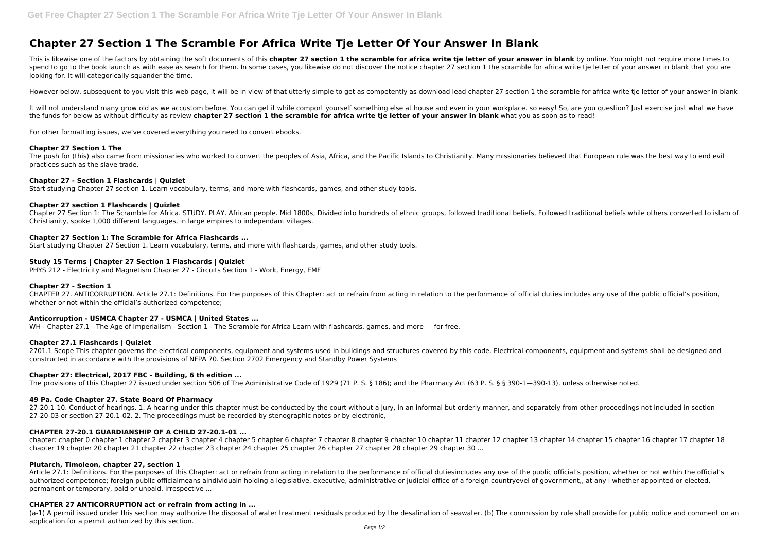# Chapter 27 Section 1 The Scramble For Africa Write Tje Letter Of Your Answer In Blank

This is likewise one of the factors by obtaining the soft documents of this **chapter 27 section 1 the scramble for africa write tje letter of your answer in blank** by online. You might not require more times to spend to go to the book launch as with ease as search for them. In some cases, you likewise do not discover the notice chapter 27 section 1 the scramble for africa write tje letter of your answer in blank that you are looking for. It will categorically squander the time.

However below, subsequent to you visit this web page, it will be in view of that utterly simple to get as competently as download lead chapter 27 section 1 the scramble for africa write tje letter of your answer in blank

It will not understand many grow old as we accustom before. You can get it while comport yourself something else at house and even in your workplace. so easy! So, are you question? Just exercise just what we have the funds for below as without difficulty as review **chapter 27 section 1 the scramble for africa write tje letter of your answer in blank** what you as soon as to read!

For other formatting issues, we've covered everything you need to convert ebooks.

### Chapter 27 Section 1 The

The push for (this) also came from missionaries who worked to convert the peoples of Asia, Africa, and the Pacific Islands to Christianity. Many missionaries believed that European rule was the best way to end evil practices such as the slave trade.

### Chapter 27 - Section 1 Flashcards | Quizlet

Start studying Chapter 27 section 1. Learn vocabulary, terms, and more with flashcards, games, and other study tools.

### Chapter 27 section 1 Flashcards | Quizlet

Chapter 27 Section 1: The Scramble for Africa. STUDY. PLAY. African people. Mid 1800s, Divided into hundreds of ethnic groups, followed traditional beliefs, Followed traditional beliefs while others converted to islam of Christianity, spoke 1,000 different languages, in large empires to independant villages.

### Chapter 27 Section 1: The Scramble for Africa Flashcards ...

Start studying Chapter 27 Section 1. Learn vocabulary, terms, and more with flashcards, games, and other study tools.

### Study 15 Terms | Chapter 27 Section 1 Flashcards | Quizlet

PHYS 212 - Electricity and Magnetism Chapter 27 - Circuits Section 1 - Work, Energy, EMF

### Chapter 27 - Section 1

CHAPTER 27. ANTICORRUPTION. Article 27.1: Definitions. For the purposes of this Chapter: act or refrain from acting in relation to the performance of official duties includes any use of the public official's position, whether or not within the official's authorized competence;

### Anticorruption - USMCA Chapter 27 - USMCA | United States ...

WH - Chapter 27.1 - The Age of Imperialism - Section 1 - The Scramble for Africa Learn with flashcards, games, and more — for free.

### Chapter 27.1 Flashcards | Quizlet

2701.1 Scope This chapter governs the electrical components, equipment and systems used in buildings and structures covered by this code. Electrical components, equipment and systems shall be designed and constructed in accordance with the provisions of NFPA 70. Section 2702 Emergency and Standby Power Systems

### Chapter 27: Electrical, 2017 FBC - Building, 6 th edition ...

The provisions of this Chapter 27 issued under section 506 of The Administrative Code of 1929 (71 P. S. § 186); and the Pharmacy Act (63 P. S. § § 390-1—390-13), unless otherwise noted.

### 49 Pa. Code Chapter 27. State Board Of Pharmacy

27-20.1-10. Conduct of hearings. 1. A hearing under this chapter must be conducted by the court without a jury, in an informal but orderly manner, and separately from other proceedings not included in section 27-20-03 or section 27-20.1-02. 2. The proceedings must be recorded by stenographic notes or by electronic,

### CHAPTER 27-20.1 GUARDIANSHIP OF A CHILD 27-20.1-01 ...

chapter: chapter 0 chapter 1 chapter 2 chapter 3 chapter 4 chapter 5 chapter 6 chapter 7 chapter 8 chapter 9 chapter 10 chapter 11 chapter 12 chapter 13 chapter 14 chapter 15 chapter 16 chapter 17 chapter 18 chapter 19 chapter 20 chapter 21 chapter 22 chapter 23 chapter 24 chapter 25 chapter 26 chapter 27 chapter 28 chapter 29 chapter 30 ...

### Plutarch, Timoleon, chapter 27, section 1

Article 27.1: Definitions. For the purposes of this Chapter: act or refrain from acting in relation to the performance of official dutiesincludes any use of the public official's position, whether or not within the official's authorized competence; foreign public officialmeans aindividualn holding a legislative, executive, administrative or judicial office of a foreign countryevel of government,, at any l whether appointed or elected, permanent or temporary, paid or unpaid, irrespective ...

### CHAPTER 27 ANTICORRUPTION act or refrain from acting in ...

(a-1) A permit issued under this section may authorize the disposal of water treatment residuals produced by the desalination of seawater. (b) The commission by rule shall provide for public notice and comment on an application for a permit authorized by this section.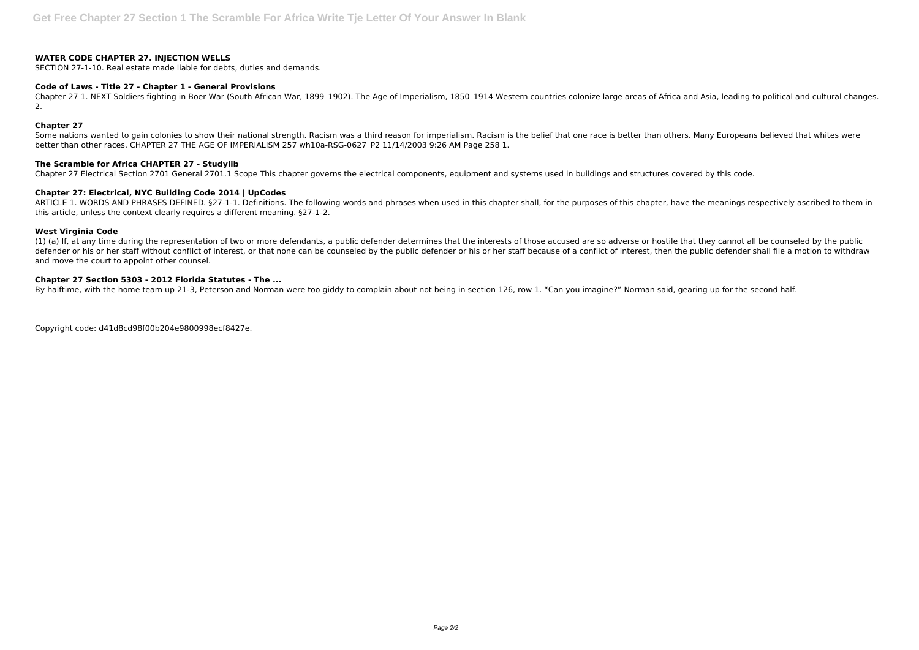### WATER CODE CHAPTER 27. INJECTION WELLS

SECTION 27-1-10. Real estate made liable for debts, duties and demands.

### Code of Laws - Title 27 - Chapter 1 - General Provisions

Chapter 27 1. NEXT Soldiers fighting in Boer War (South African War, 1899–1902). The Age of Imperialism, 1850–1914 Western countries colonize large areas of Africa and Asia, leading to political and cultural changes. 2.

### Chapter 27

Some nations wanted to gain colonies to show their national strength. Racism was a third reason for imperialism. Racism is the belief that one race is better than others. Many Europeans believed that whites were better than other races. CHAPTER 27 THE AGE OF IMPERIALISM 257 wh10a-RSG-0627_P2 11/14/2003 9:26 AM Page 258 1.

### The Scramble for Africa CHAPTER 27 - Studylib

Chapter 27 Electrical Section 2701 General 2701.1 Scope This chapter governs the electrical components, equipment and systems used in buildings and structures covered by this code.

### Chapter 27: Electrical, NYC Building Code 2014 | UpCodes

ARTICLE 1. WORDS AND PHRASES DEFINED. §27-1-1. Definitions. The following words and phrases when used in this chapter shall, for the purposes of this chapter, have the meanings respectively ascribed to them in this article, unless the context clearly requires a different meaning. §27-1-2.

### West Virginia Code

(1) (a) If, at any time during the representation of two or more defendants, a public defender determines that the interests of those accused are so adverse or hostile that they cannot all be counseled by the public defender or his or her staff without conflict of interest, or that none can be counseled by the public defender or his or her staff because of a conflict of interest, then the public defender shall file a motion to withdraw and move the court to appoint other counsel.

### Chapter 27 Section 5303 - 2012 Florida Statutes - The ...

By halftime, with the home team up 21-3, Peterson and Norman were too giddy to complain about not being in section 126, row 1. "Can you imagine?" Norman said, gearing up for the second half.

Copyright code: d41d8cd98f00b204e9800998ecf8427e.